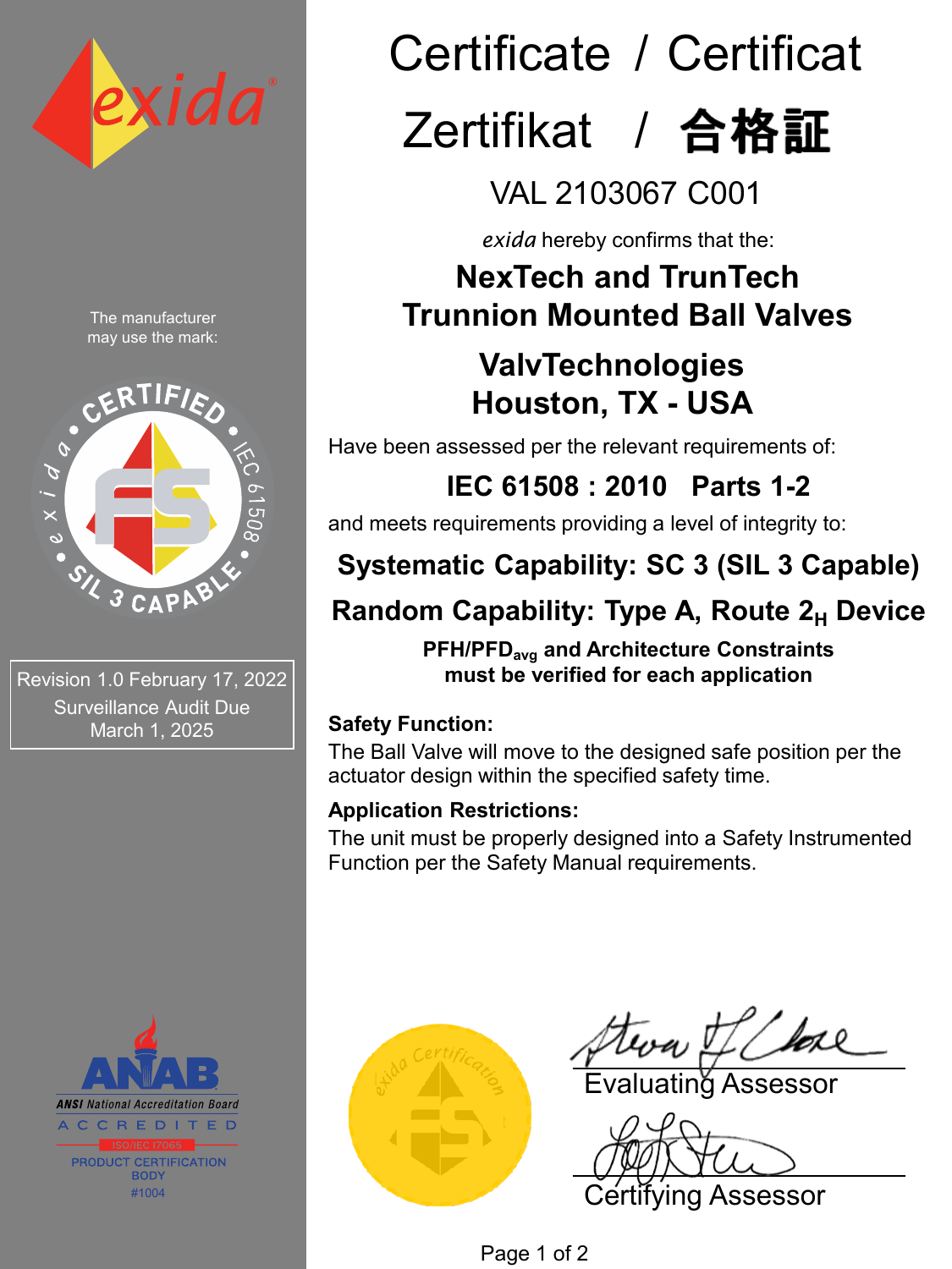# Certificate / Certificat

# Zertifikat / 合格証

## VAL 2103067 C001

*exida* hereby confirms that the:

**NexTech and TrunTech**
**Trunnion Mounted Ball Valves**

**ValvTechnologies**
**Houston, TX - USA**

Have been assessed per the relevant requirements of:

**IEC 61508 : 2010 Parts 1-2**

and meets requirements providing a level of integrity to:

**Systematic Capability: SC 3 (SIL 3 Capable)**

**Random Capability: Type A, Route $2_H$ Device**

**$PFH/PFD_{avg}$ and Architecture Constraints must be verified for each application**

**Safety Function:**

The Ball Valve will move to the designed safe position per the actuator design within the specified safety time.

**Application Restrictions:**

The unit must be properly designed into a Safety Instrumented Function per the Safety Manual requirements.

The manufacturer may use the mark:

CERTIFIED • IEC 61508 • SIL 3 CAPABLE • exida

Revision 1.0 February 17, 2022
Surveillance Audit Due
March 1, 2025

ANAB
ANSI National Accreditation Board
ACCREDITED
ISO/IEC 17065
PRODUCT CERTIFICATION BODY
#1004

exida Certification

Evaluating Assessor

Certifying Assessor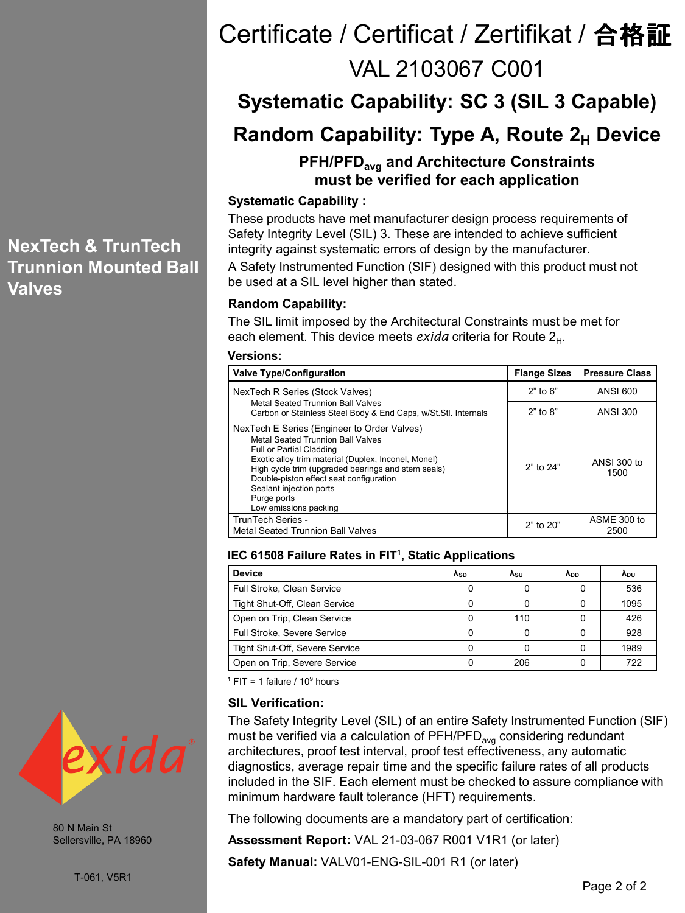# Certificate / Certificat / Zertifikat / 合格証

## VAL 2103067 C001

## Systematic Capability: SC 3 (SIL 3 Capable)

## Random Capability: Type A, Route $2_H$ Device

### PFH/PFD$_{avg}$ and Architecture Constraints must be verified for each application

**NexTech & TrunTech Trunnion Mounted Ball Valves**

**Systematic Capability :**

These products have met manufacturer design process requirements of Safety Integrity Level (SIL) 3. These are intended to achieve sufficient integrity against systematic errors of design by the manufacturer.

A Safety Instrumented Function (SIF) designed with this product must not be used at a SIL level higher than stated.

**Random Capability:**

The SIL limit imposed by the Architectural Constraints must be met for each element. This device meets *exida* criteria for Route $2_H$.

**Versions:**

| Valve Type/Configuration | Flange Sizes | Pressure Class |
|---|---|---|
| NexTech R Series (Stock Valves)<br>Metal Seated Trunnion Ball Valves<br>Carbon or Stainless Steel Body & End Caps, w/St.Stl. Internals | 2" to 6" | ANSI 600 |
| | 2" to 8" | ANSI 300 |
| NexTech E Series (Engineer to Order Valves)<br>Metal Seated Trunnion Ball Valves<br>Full or Partial Cladding<br>Exotic alloy trim material (Duplex, Inconel, Monel)<br>High cycle trim (upgraded bearings and stem seals)<br>Double-piston effect seat configuration<br>Sealant injection ports<br>Purge ports<br>Low emissions packing | 2" to 24" | ANSI 300 to 1500 |
| TrunTech Series -<br>Metal Seated Trunnion Ball Valves | 2" to 20" | ASME 300 to 2500 |

**IEC 61508 Failure Rates in FIT[1], Static Applications**

| Device | $\lambda_{SD}$ | $\lambda_{SU}$ | $\lambda_{DD}$ | $\lambda_{DU}$ |
|---|---|---|---|---|
| Full Stroke, Clean Service | 0 | 0 | 0 | 536 |
| Tight Shut-Off, Clean Service | 0 | 0 | 0 | 1095 |
| Open on Trip, Clean Service | 0 | 110 | 0 | 426 |
| Full Stroke, Severe Service | 0 | 0 | 0 | 928 |
| Tight Shut-Off, Severe Service | 0 | 0 | 0 | 1989 |
| Open on Trip, Severe Service | 0 | 206 | 0 | 722 |

[1] FIT = 1 failure / $10^9$ hours

**SIL Verification:**

The Safety Integrity Level (SIL) of an entire Safety Instrumented Function (SIF) must be verified via a calculation of PFH/PFD$_{avg}$ considering redundant architectures, proof test interval, proof test effectiveness, any automatic diagnostics, average repair time and the specific failure rates of all products included in the SIF. Each element must be checked to assure compliance with minimum hardware fault tolerance (HFT) requirements.

The following documents are a mandatory part of certification:

**Assessment Report:** VAL 21-03-067 R001 V1R1 (or later)

**Safety Manual:** VALV01-ENG-SIL-001 R1 (or later)

exida

80 N Main St
Sellersville, PA 18960

T-061, V5R1